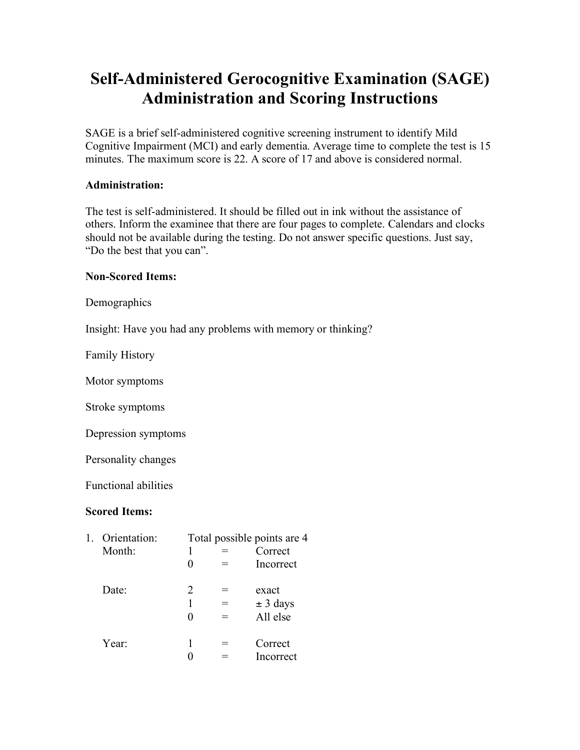# Self-Administered Gerocognitive Examination (SAGE) Administration and Scoring Instructions

SAGE is a brief self-administered cognitive screening instrument to identify Mild Cognitive Impairment (MCI) and early dementia. Average time to complete the test is 15 minutes. The maximum score is 22. A score of 17 and above is considered normal.

**Administration:**

The test is self-administered. It should be filled out in ink without the assistance of others. Inform the examinee that there are four pages to complete. Calendars and clocks should not be available during the testing. Do not answer specific questions. Just say, "Do the best that you can".

**Non-Scored Items:**

Demographics

Insight: Have you had any problems with memory or thinking?

Family History

Motor symptoms

Stroke symptoms

Depression symptoms

Personality changes

Functional abilities

**Scored Items:**

1. Orientation: Total possible points are 4

| | | | |
|---|---|---|---|
| Month: | 1 | = | Correct |
| | 0 | = | Incorrect |
| Date: | 2 | = | exact |
| | 1 | = | ± 3 days |
| | 0 | = | All else |
| Year: | 1 | = | Correct |
| | 0 | = | Incorrect |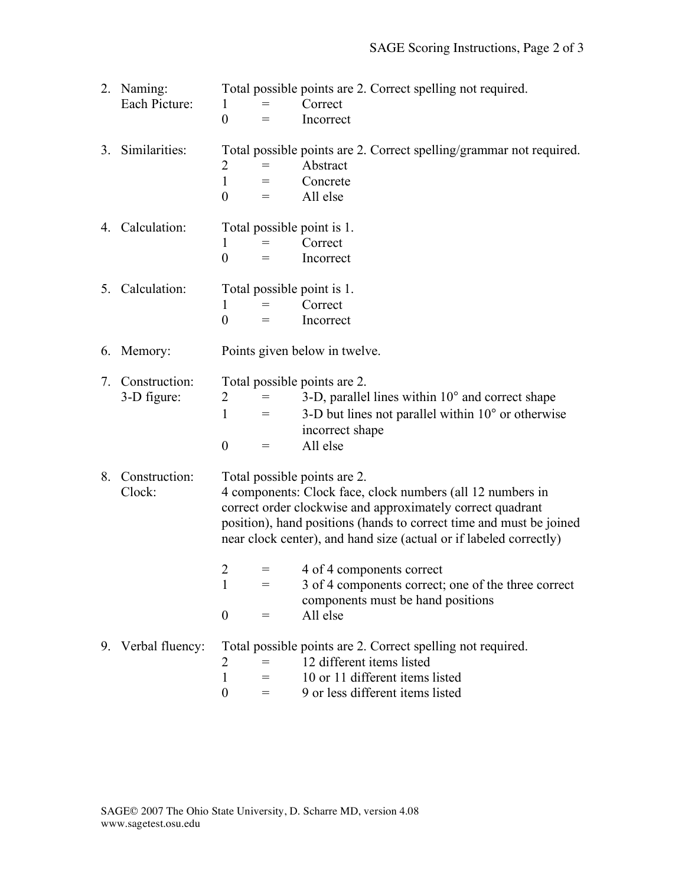2. Naming: Each Picture: Total possible points are 2. Correct spelling not required.
   - 1 = Correct
   - 0 = Incorrect

3. Similarities: Total possible points are 2. Correct spelling/grammar not required.
   - 2 = Abstract
   - 1 = Concrete
   - 0 = All else

4. Calculation: Total possible point is 1.
   - 1 = Correct
   - 0 = Incorrect

5. Calculation: Total possible point is 1.
   - 1 = Correct
   - 0 = Incorrect

6. Memory: Points given below in twelve.

7. Construction: 3-D figure: Total possible points are 2.
   - 2 = 3-D, parallel lines within 10° and correct shape
   - 1 = 3-D but lines not parallel within 10° or otherwise incorrect shape
   - 0 = All else

8. Construction: Clock: Total possible points are 2.
   4 components: Clock face, clock numbers (all 12 numbers in correct order clockwise and approximately correct quadrant position), hand positions (hands to correct time and must be joined near clock center), and hand size (actual or if labeled correctly)
   - 2 = 4 of 4 components correct
   - 1 = 3 of 4 components correct; one of the three correct components must be hand positions
   - 0 = All else

9. Verbal fluency: Total possible points are 2. Correct spelling not required.
   - 2 = 12 different items listed
   - 1 = 10 or 11 different items listed
   - 0 = 9 or less different items listed

SAGE© 2007 The Ohio State University, D. Scharre MD, version 4.08
www.sagetest.osu.edu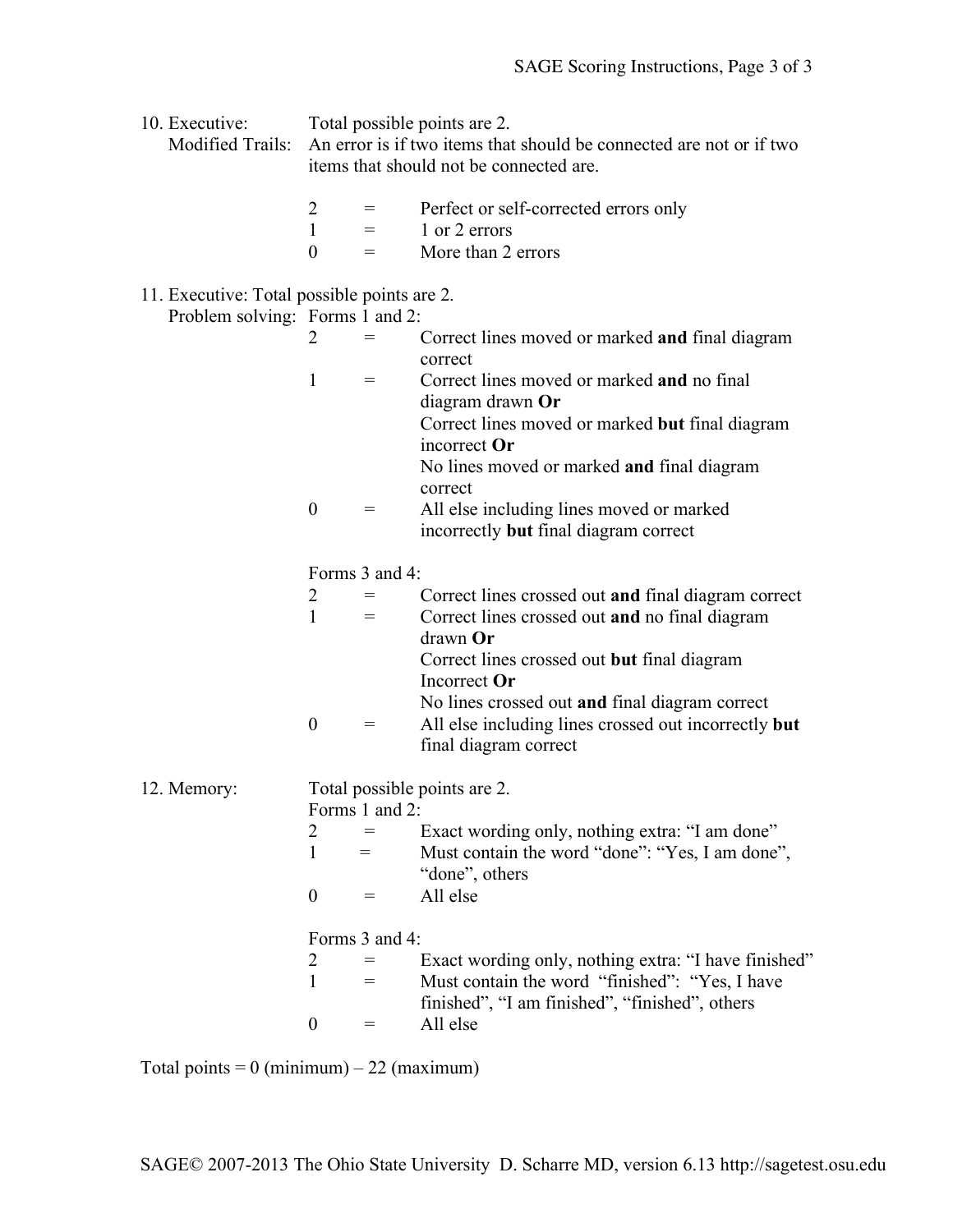10. Executive: Modified Trails: Total possible points are 2.
An error is if two items that should be connected are not or if two items that should not be connected are.

| | | |
|---|---|---|
| 2 | = | Perfect or self-corrected errors only |
| 1 | = | 1 or 2 errors |
| 0 | = | More than 2 errors |

11. Executive: Problem solving: Total possible points are 2.

Forms 1 and 2:

| | | |
|---|---|---|
| 2 | = | Correct lines moved or marked **and** final diagram correct |
| 1 | = | Correct lines moved or marked **and** no final diagram drawn **Or** Correct lines moved or marked **but** final diagram incorrect **Or** No lines moved or marked **and** final diagram correct |
| 0 | = | All else including lines moved or marked incorrectly **but** final diagram correct |

Forms 3 and 4:

| | | |
|---|---|---|
| 2 | = | Correct lines crossed out **and** final diagram correct |
| 1 | = | Correct lines crossed out **and** no final diagram drawn **Or** Correct lines crossed out **but** final diagram Incorrect **Or** No lines crossed out **and** final diagram correct |
| 0 | = | All else including lines crossed out incorrectly **but** final diagram correct |

12. Memory: Total possible points are 2.

Forms 1 and 2:

| | | |
|---|---|---|
| 2 | = | Exact wording only, nothing extra: "I am done" |
| 1 | = | Must contain the word "done": "Yes, I am done", "done", others |
| 0 | = | All else |

Forms 3 and 4:

| | | |
|---|---|---|
| 2 | = | Exact wording only, nothing extra: "I have finished" |
| 1 | = | Must contain the word "finished": "Yes, I have finished", "I am finished", "finished", others |
| 0 | = | All else |

Total points = 0 (minimum) – 22 (maximum)

SAGE© 2007-2013 The Ohio State University D. Scharre MD, version 6.13 http://sagetest.osu.edu